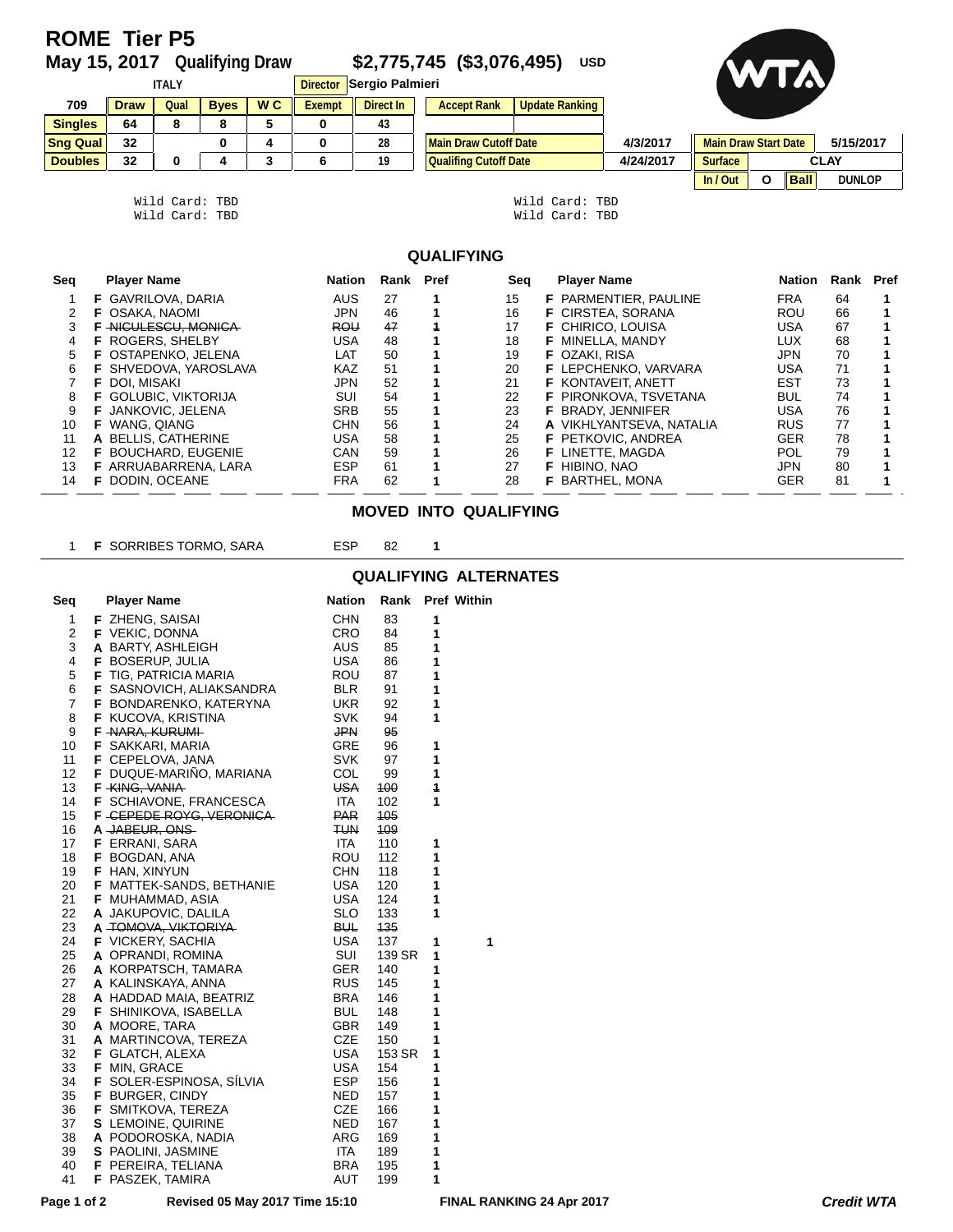# ROME Tier P5

## May 15, 2017 Qualifying Draw $2,775,745 ($3,076,495) USD

ITALY | Director: Sergio Palmieri

| 709 | Draw | Qual | Byes | W C | Exempt | Direct In | Accept Rank | Update Ranking |
|---|---|---|---|---|---|---|---|---|
| Singles | 64 | 8 | 8 | 5 | 0 | 43 | | |
| Sng Qual | 32 | | 0 | 4 | 0 | 28 | Main Draw Cutoff Date | 4/3/2017 |
| Doubles | 32 | 0 | 4 | 3 | 6 | 19 | Qualifing Cutoff Date | 4/24/2017 |

| Main Draw Start Date | 5/15/2017 |
|---|---|
| Surface | CLAY |
| In / Out | O |
| Ball | DUNLOP |

Wild Card: TBD
Wild Card: TBD

Wild Card: TBD
Wild Card: TBD

## QUALIFYING

| Seq | | Player Name | Nation | Rank | Pref |
|---|---|---|---|---|---|
| 1 | F | GAVRILOVA, DARIA | AUS | 27 | 1 |
| 2 | F | OSAKA, NAOMI | JPN | 46 | 1 |
| 3 | F | ~~NICULESCU, MONICA~~ | ~~ROU~~ | ~~47~~ | ~~1~~ |
| 4 | F | ROGERS, SHELBY | USA | 48 | 1 |
| 5 | F | OSTAPENKO, JELENA | LAT | 50 | 1 |
| 6 | F | SHVEDOVA, YAROSLAVA | KAZ | 51 | 1 |
| 7 | F | DOI, MISAKI | JPN | 52 | 1 |
| 8 | F | GOLUBIC, VIKTORIJA | SUI | 54 | 1 |
| 9 | F | JANKOVIC, JELENA | SRB | 55 | 1 |
| 10 | F | WANG, QIANG | CHN | 56 | 1 |
| 11 | A | BELLIS, CATHERINE | USA | 58 | 1 |
| 12 | F | BOUCHARD, EUGENIE | CAN | 59 | 1 |
| 13 | F | ARRUABARRENA, LARA | ESP | 61 | 1 |
| 14 | F | DODIN, OCEANE | FRA | 62 | 1 |
| 15 | F | PARMENTIER, PAULINE | FRA | 64 | 1 |
| 16 | F | CIRSTEA, SORANA | ROU | 66 | 1 |
| 17 | F | CHIRICO, LOUISA | USA | 67 | 1 |
| 18 | F | MINELLA, MANDY | LUX | 68 | 1 |
| 19 | F | OZAKI, RISA | JPN | 70 | 1 |
| 20 | F | LEPCHENKO, VARVARA | USA | 71 | 1 |
| 21 | F | KONTAVEIT, ANETT | EST | 73 | 1 |
| 22 | F | PIRONKOVA, TSVETANA | BUL | 74 | 1 |
| 23 | F | BRADY, JENNIFER | USA | 76 | 1 |
| 24 | A | VIKHLYANTSEVA, NATALIA | RUS | 77 | 1 |
| 25 | F | PETKOVIC, ANDREA | GER | 78 | 1 |
| 26 | F | LINETTE, MAGDA | POL | 79 | 1 |
| 27 | F | HIBINO, NAO | JPN | 80 | 1 |
| 28 | F | BARTHEL, MONA | GER | 81 | 1 |

## MOVED INTO QUALIFYING

| Seq | | Player Name | Nation | Rank | Pref |
|---|---|---|---|---|---|
| 1 | F | SORRIBES TORMO, SARA | ESP | 82 | 1 |

## QUALIFYING ALTERNATES

| Seq | | Player Name | Nation | Rank | Pref | Within |
|---|---|---|---|---|---|---|
| 1 | F | ZHENG, SAISAI | CHN | 83 | 1 | |
| 2 | F | VEKIC, DONNA | CRO | 84 | 1 | |
| 3 | A | BARTY, ASHLEIGH | AUS | 85 | 1 | |
| 4 | F | BOSERUP, JULIA | USA | 86 | 1 | |
| 5 | F | TIG, PATRICIA MARIA | ROU | 87 | 1 | |
| 6 | F | SASNOVICH, ALIAKSANDRA | BLR | 91 | 1 | |
| 7 | F | BONDARENKO, KATERYNA | UKR | 92 | 1 | |
| 8 | F | KUCOVA, KRISTINA | SVK | 94 | 1 | |
| 9 | F | ~~NARA, KURUMI~~ | ~~JPN~~ | ~~95~~ | | |
| 10 | F | SAKKARI, MARIA | GRE | 96 | 1 | |
| 11 | F | CEPELOVA, JANA | SVK | 97 | 1 | |
| 12 | F | DUQUE-MARIÑO, MARIANA | COL | 99 | 1 | |
| 13 | F | ~~KING, VANIA~~ | ~~USA~~ | ~~100~~ | ~~1~~ | |
| 14 | F | SCHIAVONE, FRANCESCA | ITA | 102 | 1 | |
| 15 | F | ~~CEPEDE ROYG, VERONICA~~ | ~~PAR~~ | ~~105~~ | | |
| 16 | A | ~~JABEUR, ONS~~ | ~~TUN~~ | ~~109~~ | | |
| 17 | F | ERRANI, SARA | ITA | 110 | 1 | |
| 18 | F | BOGDAN, ANA | ROU | 112 | 1 | |
| 19 | F | HAN, XINYUN | CHN | 118 | 1 | |
| 20 | F | MATTEK-SANDS, BETHANIE | USA | 120 | 1 | |
| 21 | F | MUHAMMAD, ASIA | USA | 124 | 1 | |
| 22 | A | JAKUPOVIC, DALILA | SLO | 133 | 1 | |
| 23 | A | ~~TOMOVA, VIKTORIYA~~ | ~~BUL~~ | ~~135~~ | | |
| 24 | F | VICKERY, SACHIA | USA | 137 | 1 | 1 |
| 25 | A | OPRANDI, ROMINA | SUI | 139 SR | 1 | |
| 26 | A | KORPATSCH, TAMARA | GER | 140 | 1 | |
| 27 | A | KALINSKAYA, ANNA | RUS | 145 | 1 | |
| 28 | A | HADDAD MAIA, BEATRIZ | BRA | 146 | 1 | |
| 29 | F | SHINIKOVA, ISABELLA | BUL | 148 | 1 | |
| 30 | A | MOORE, TARA | GBR | 149 | 1 | |
| 31 | A | MARTINCOVA, TEREZA | CZE | 150 | 1 | |
| 32 | F | GLATCH, ALEXA | USA | 153 SR | 1 | |
| 33 | F | MIN, GRACE | USA | 154 | 1 | |
| 34 | F | SOLER-ESPINOSA, SÍLVIA | ESP | 156 | 1 | |
| 35 | F | BURGER, CINDY | NED | 157 | 1 | |
| 36 | F | SMITKOVA, TEREZA | CZE | 166 | 1 | |
| 37 | S | LEMOINE, QUIRINE | NED | 167 | 1 | |
| 38 | A | PODOROSKA, NADIA | ARG | 169 | 1 | |
| 39 | S | PAOLINI, JASMINE | ITA | 189 | 1 | |
| 40 | F | PEREIRA, TELIANA | BRA | 195 | 1 | |
| 41 | F | PASZEK, TAMIRA | AUT | 199 | 1 | |

Revised 05 May 2017 Time 15:10 | FINAL RANKING 24 Apr 2017 | *Credit WTA*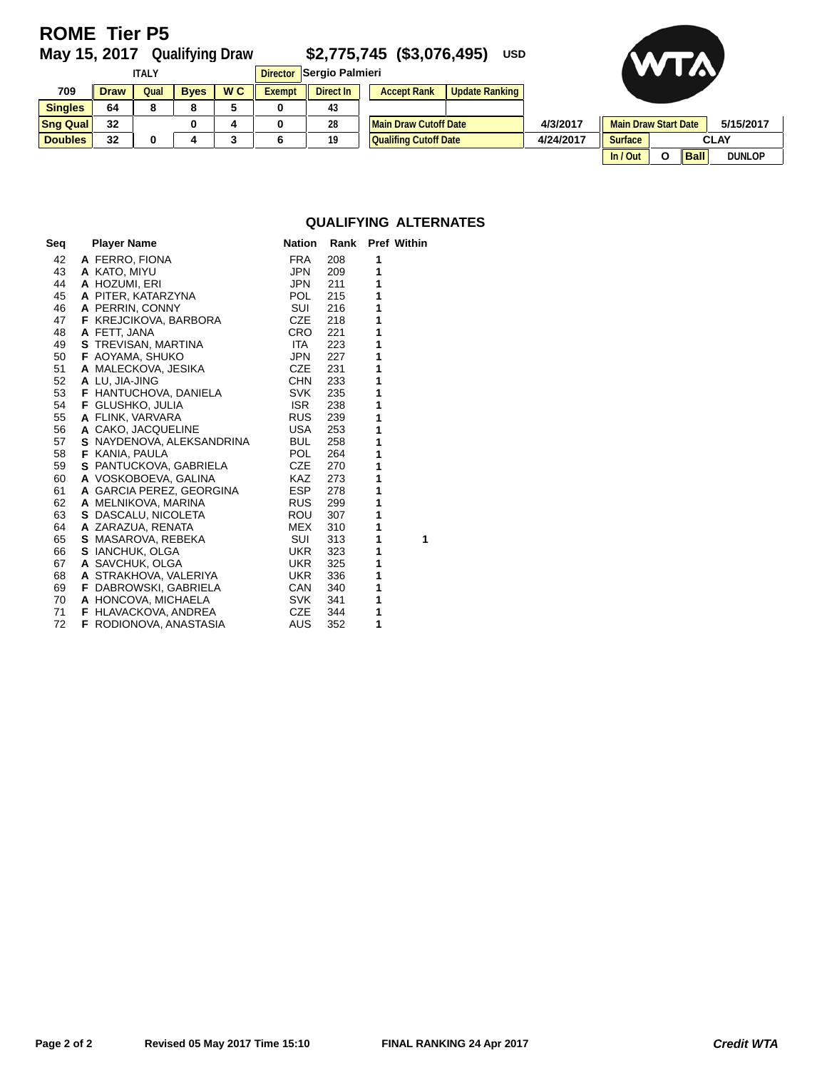# ROME Tier P5

## May 15, 2017 Qualifying Draw $2,775,745 ($3,076,495) USD

| ITALY | | | | | Director | Sergio Palmieri | | | | | | |
|---|---|---|---|---|---|---|---|---|---|---|---|---|
| 709 | Draw | Qual | Byes | W C | Exempt | Direct In | Accept Rank | Update Ranking | | | | |
| Singles | 64 | 8 | 8 | 5 | 0 | 43 | | | | | | |
| Sng Qual | 32 | | 0 | 4 | 0 | 28 | Main Draw Cutoff Date | | 4/3/2017 | Main Draw Start Date | | 5/15/2017 |
| Doubles | 32 | 0 | 4 | 3 | 6 | 19 | Qualifing Cutoff Date | | 4/24/2017 | Surface | | CLAY |
| | | | | | | | | | | In / Out | O | Ball DUNLOP |

## QUALIFYING ALTERNATES

| Seq | | Player Name | Nation | Rank | Pref | Within |
|---|---|---|---|---|---|---|
| 42 | A | FERRO, FIONA | FRA | 208 | 1 | |
| 43 | A | KATO, MIYU | JPN | 209 | 1 | |
| 44 | A | HOZUMI, ERI | JPN | 211 | 1 | |
| 45 | A | PITER, KATARZYNA | POL | 215 | 1 | |
| 46 | A | PERRIN, CONNY | SUI | 216 | 1 | |
| 47 | F | KREJCIKOVA, BARBORA | CZE | 218 | 1 | |
| 48 | A | FETT, JANA | CRO | 221 | 1 | |
| 49 | S | TREVISAN, MARTINA | ITA | 223 | 1 | |
| 50 | F | AOYAMA, SHUKO | JPN | 227 | 1 | |
| 51 | A | MALECKOVA, JESIKA | CZE | 231 | 1 | |
| 52 | A | LU, JIA-JING | CHN | 233 | 1 | |
| 53 | F | HANTUCHOVA, DANIELA | SVK | 235 | 1 | |
| 54 | F | GLUSHKO, JULIA | ISR | 238 | 1 | |
| 55 | A | FLINK, VARVARA | RUS | 239 | 1 | |
| 56 | A | CAKO, JACQUELINE | USA | 253 | 1 | |
| 57 | S | NAYDENOVA, ALEKSANDRINA | BUL | 258 | 1 | |
| 58 | F | KANIA, PAULA | POL | 264 | 1 | |
| 59 | S | PANTUCKOVA, GABRIELA | CZE | 270 | 1 | |
| 60 | A | VOSKOBOEVA, GALINA | KAZ | 273 | 1 | |
| 61 | A | GARCIA PEREZ, GEORGINA | ESP | 278 | 1 | |
| 62 | A | MELNIKOVA, MARINA | RUS | 299 | 1 | |
| 63 | S | DASCALU, NICOLETA | ROU | 307 | 1 | |
| 64 | A | ZARAZUA, RENATA | MEX | 310 | 1 | |
| 65 | S | MASAROVA, REBEKA | SUI | 313 | 1 | 1 |
| 66 | S | IANCHUK, OLGA | UKR | 323 | 1 | |
| 67 | A | SAVCHUK, OLGA | UKR | 325 | 1 | |
| 68 | A | STRAKHOVA, VALERIYA | UKR | 336 | 1 | |
| 69 | F | DABROWSKI, GABRIELA | CAN | 340 | 1 | |
| 70 | A | HONCOVA, MICHAELA | SVK | 341 | 1 | |
| 71 | F | HLAVACKOVA, ANDREA | CZE | 344 | 1 | |
| 72 | F | RODIONOVA, ANASTASIA | AUS | 352 | 1 | |

Revised 05 May 2017 Time 15:10 FINAL RANKING 24 Apr 2017 *Credit WTA*